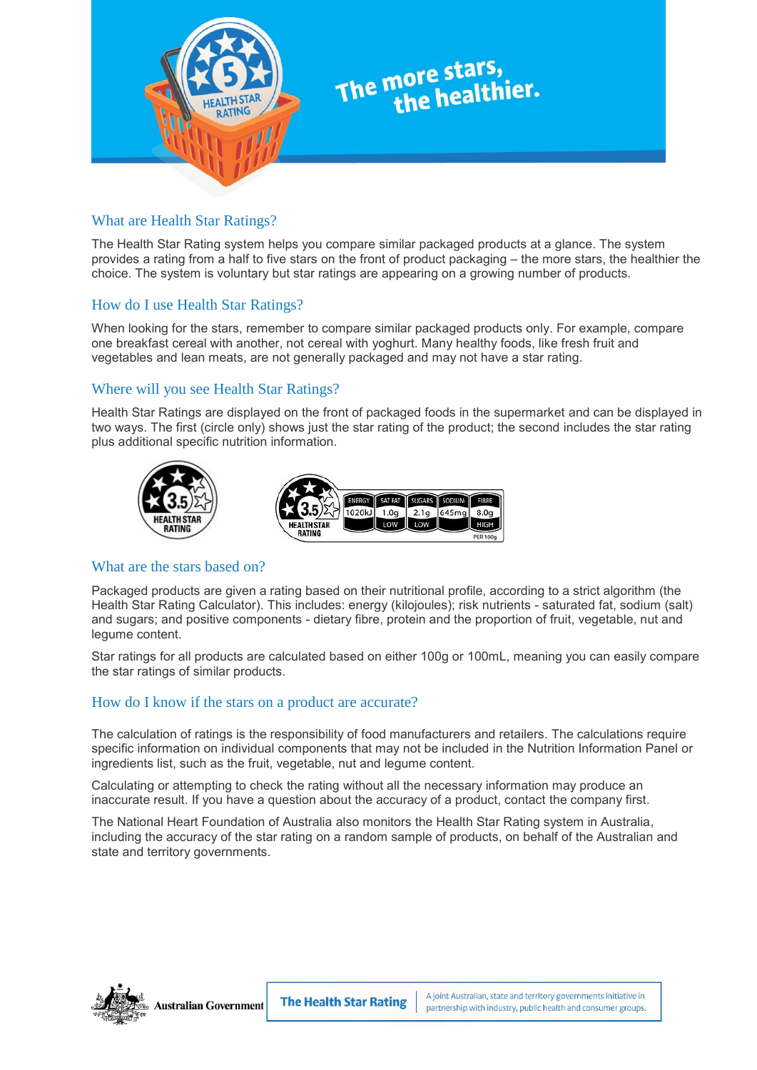# The more stars, the healthier.

## What are Health Star Ratings?

The Health Star Rating system helps you compare similar packaged products at a glance. The system provides a rating from a half to five stars on the front of product packaging – the more stars, the healthier the choice. The system is voluntary but star ratings are appearing on a growing number of products.

## How do I use Health Star Ratings?

When looking for the stars, remember to compare similar packaged products only. For example, compare one breakfast cereal with another, not cereal with yoghurt. Many healthy foods, like fresh fruit and vegetables and lean meats, are not generally packaged and may not have a star rating.

## Where will you see Health Star Ratings?

Health Star Ratings are displayed on the front of packaged foods in the supermarket and can be displayed in two ways. The first (circle only) shows just the star rating of the product; the second includes the star rating plus additional specific nutrition information.

3.5 HEALTH STAR RATING

| 3.5 HEALTH STAR RATING | ENERGY | SAT FAT | SUGARS | SODIUM | FIBRE |
|---|---|---|---|---|---|
| | 1020kJ | 1.0g | 2.1g | 645mg | 8.0g |
| | | LOW | LOW | | HIGH |
| | | | | | PER 100g |

## What are the stars based on?

Packaged products are given a rating based on their nutritional profile, according to a strict algorithm (the Health Star Rating Calculator). This includes: energy (kilojoules); risk nutrients - saturated fat, sodium (salt) and sugars; and positive components - dietary fibre, protein and the proportion of fruit, vegetable, nut and legume content.

Star ratings for all products are calculated based on either 100g or 100mL, meaning you can easily compare the star ratings of similar products.

## How do I know if the stars on a product are accurate?

The calculation of ratings is the responsibility of food manufacturers and retailers. The calculations require specific information on individual components that may not be included in the Nutrition Information Panel or ingredients list, such as the fruit, vegetable, nut and legume content.

Calculating or attempting to check the rating without all the necessary information may produce an inaccurate result. If you have a question about the accuracy of a product, contact the company first.

The National Heart Foundation of Australia also monitors the Health Star Rating system in Australia, including the accuracy of the star rating on a random sample of products, on behalf of the Australian and state and territory governments.

Australian Government | **The Health Star Rating** | A joint Australian, state and territory governments initiative in partnership with industry, public health and consumer groups.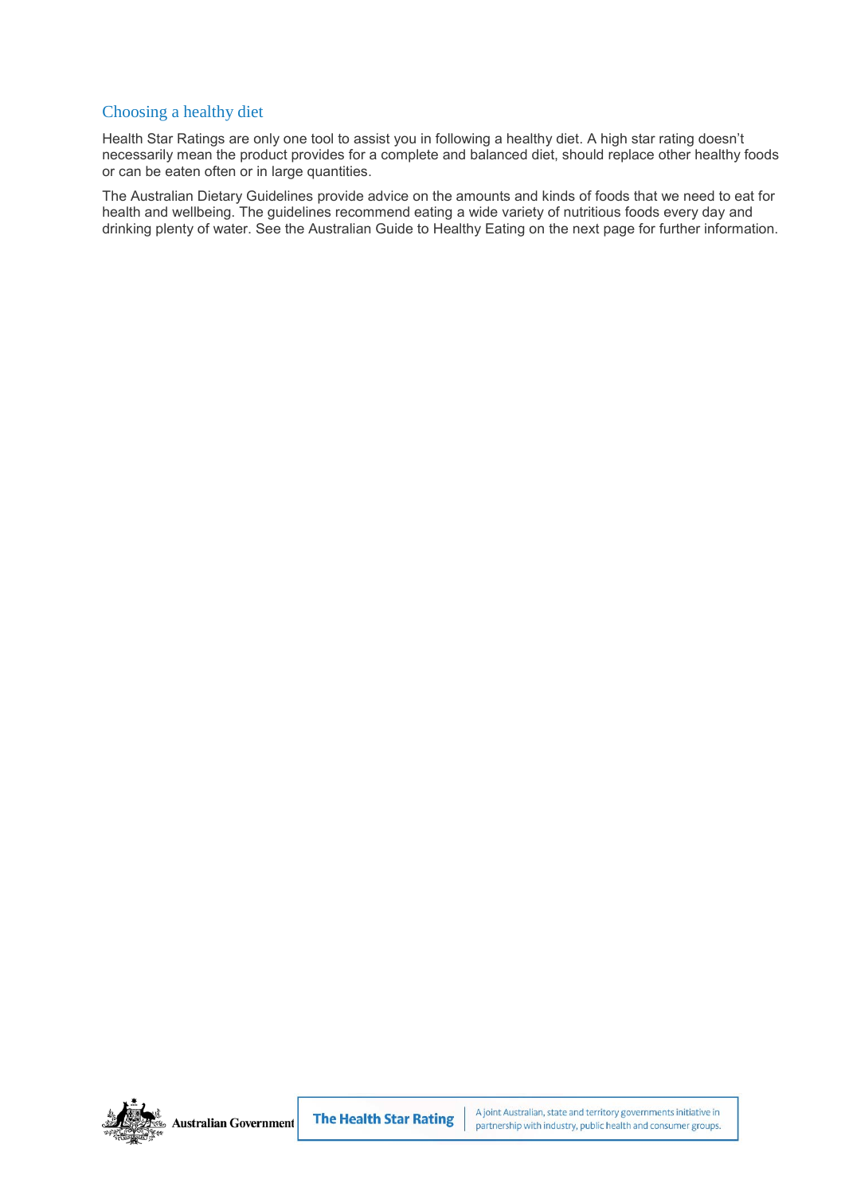## Choosing a healthy diet

Health Star Ratings are only one tool to assist you in following a healthy diet. A high star rating doesn't necessarily mean the product provides for a complete and balanced diet, should replace other healthy foods or can be eaten often or in large quantities.

The Australian Dietary Guidelines provide advice on the amounts and kinds of foods that we need to eat for health and wellbeing. The guidelines recommend eating a wide variety of nutritious foods every day and drinking plenty of water. See the Australian Guide to Healthy Eating on the next page for further information.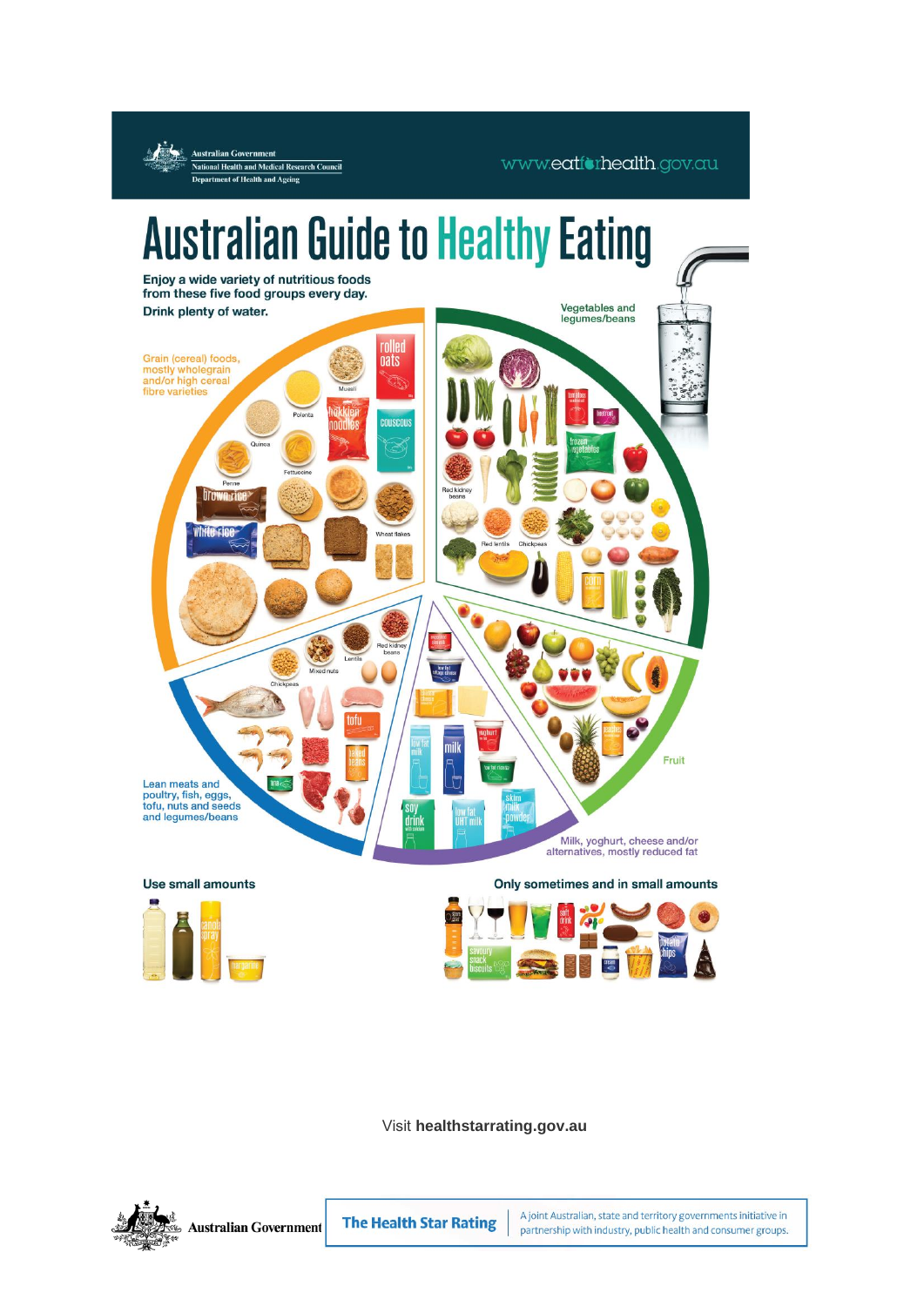Australian Government
National Health and Medical Research Council
Department of Health and Ageing

www.eatforhealth.gov.au

# Australian Guide to Healthy Eating

Enjoy a wide variety of nutritious foods from these five food groups every day.
Drink plenty of water.

Grain (cereal) foods, mostly wholegrain and/or high cereal fibre varieties

Muesli
Polenta
Quinoa
Penne
Fettuccine
Wheat flakes

Vegetables and legumes/beans

Red kidney beans
Red lentils
Chickpeas

Lean meats and poultry, fish, eggs, tofu, nuts and seeds and legumes/beans

Red kidney beans
Lentils
Mixed nuts
Chickpeas

Milk, yoghurt, cheese and/or alternatives, mostly reduced fat

Fruit

Use small amounts

Only sometimes and in small amounts

Visit **healthstarrating.gov.au**

Australian Government

**The Health Star Rating** A joint Australian, state and territory governments initiative in partnership with industry, public health and consumer groups.